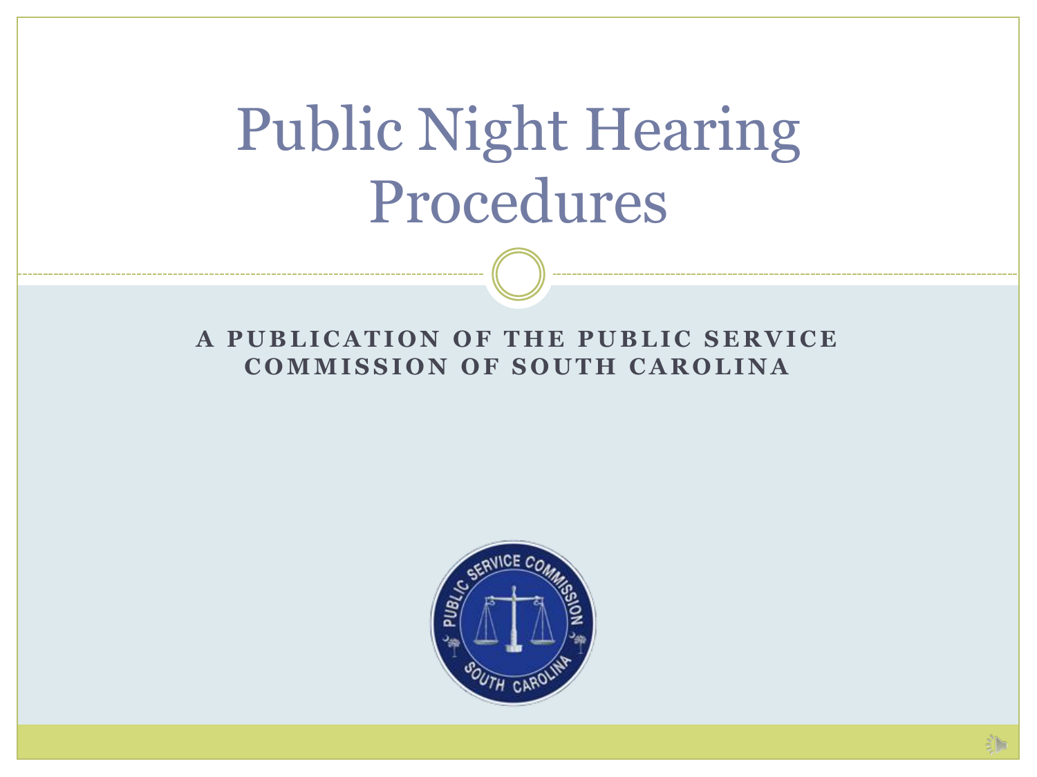# Public Night Hearing Procedures

**A PUBLICATION OF THE PUBLIC SERVICE COMMISSION OF SOUTH CAROLINA**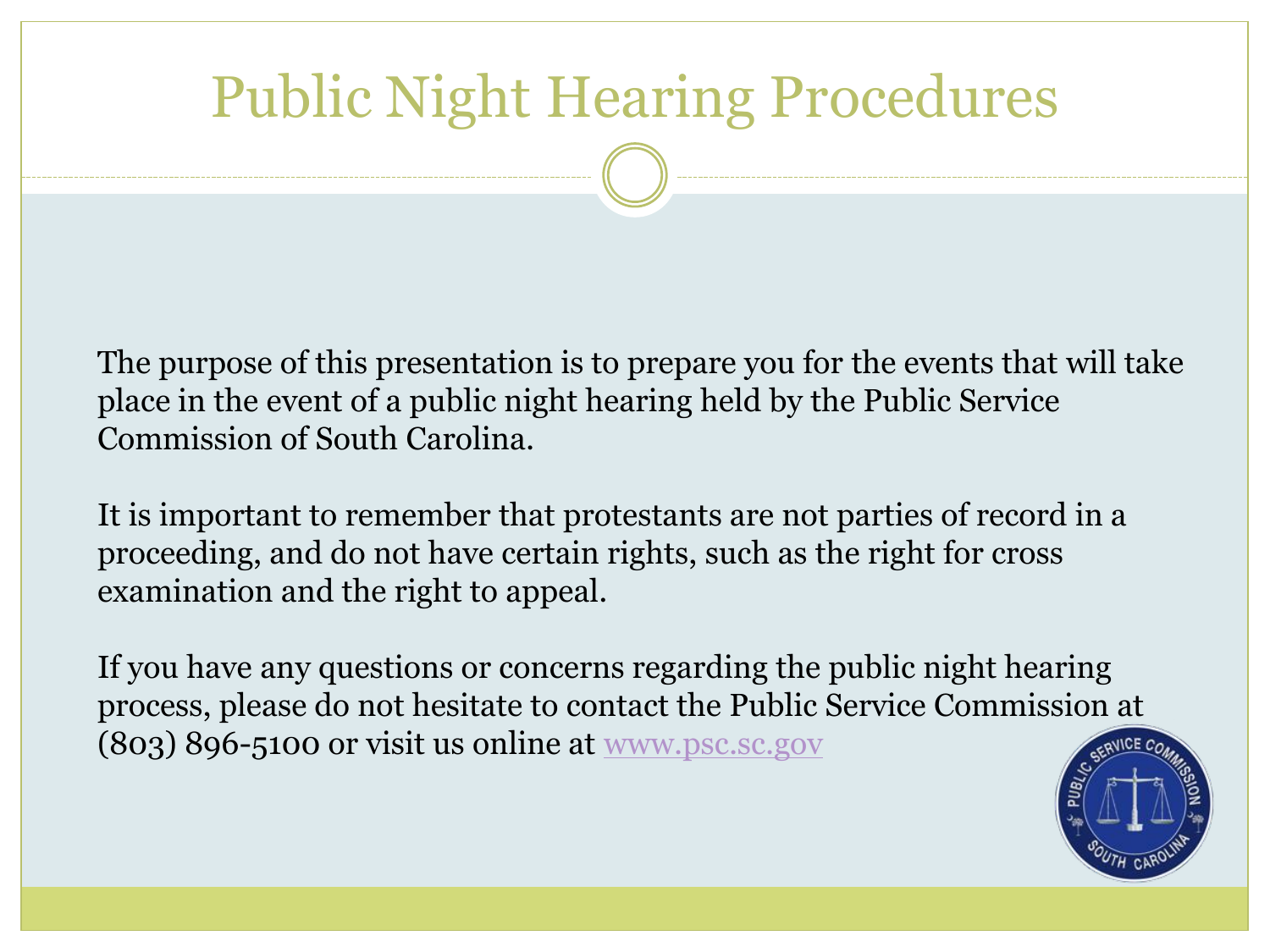# Public Night Hearing Procedures

The purpose of this presentation is to prepare you for the events that will take place in the event of a public night hearing held by the Public Service Commission of South Carolina.

It is important to remember that protestants are not parties of record in a proceeding, and do not have certain rights, such as the right for cross examination and the right to appeal.

If you have any questions or concerns regarding the public night hearing process, please do not hesitate to contact the Public Service Commission at (803) 896-5100 or visit us online at www.psc.sc.gov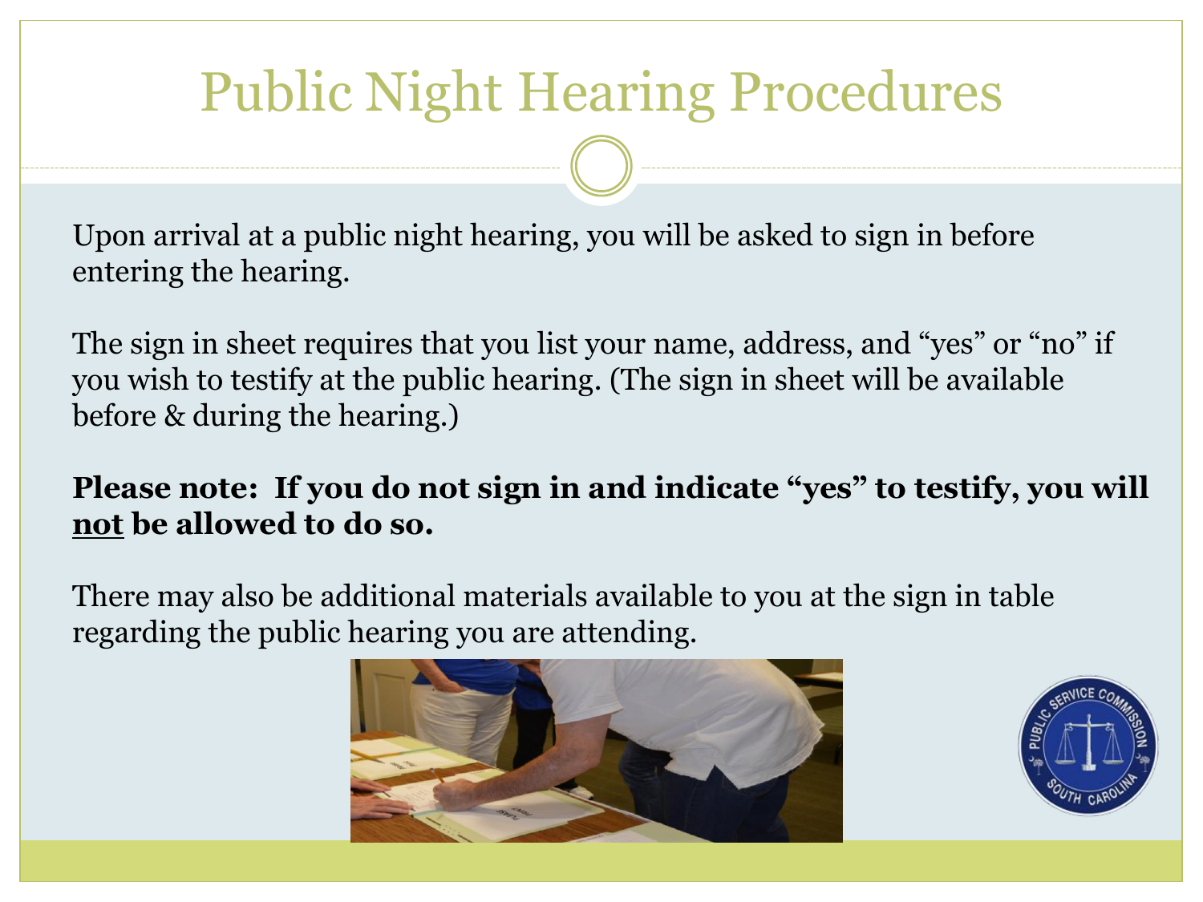# Public Night Hearing Procedures

Upon arrival at a public night hearing, you will be asked to sign in before entering the hearing.

The sign in sheet requires that you list your name, address, and "yes" or "no" if you wish to testify at the public hearing. (The sign in sheet will be available before & during the hearing.)

**Please note: If you do not sign in and indicate "yes" to testify, you will <u>not</u> be allowed to do so.**

There may also be additional materials available to you at the sign in table regarding the public hearing you are attending.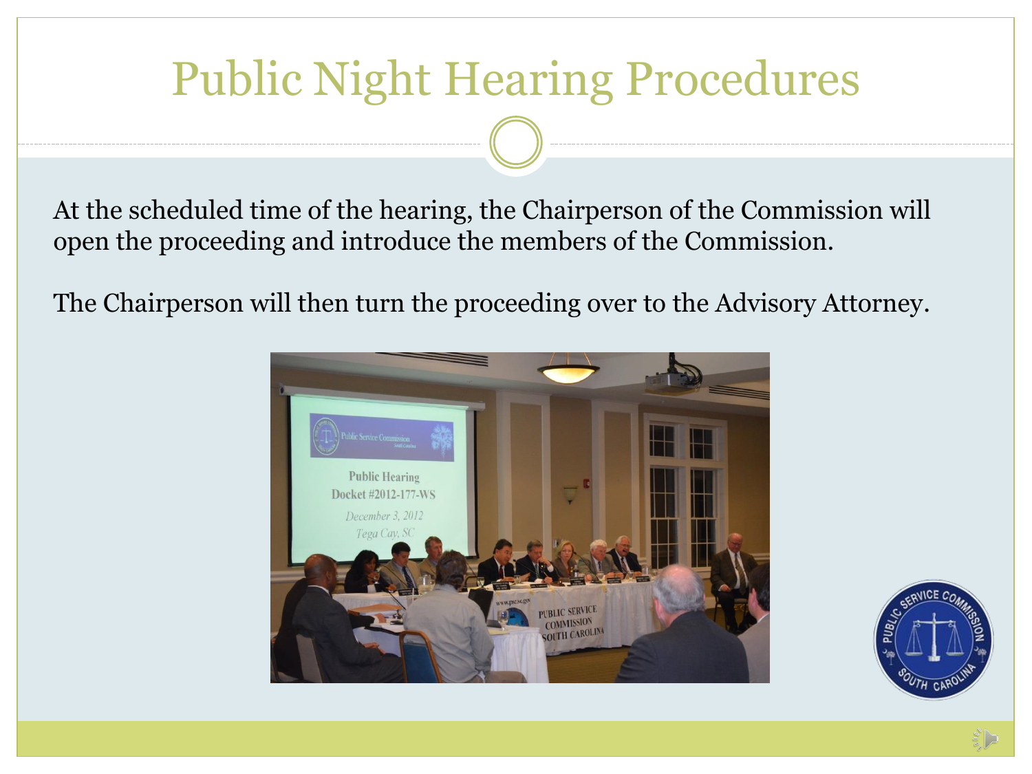# Public Night Hearing Procedures

At the scheduled time of the hearing, the Chairperson of the Commission will open the proceeding and introduce the members of the Commission.

The Chairperson will then turn the proceeding over to the Advisory Attorney.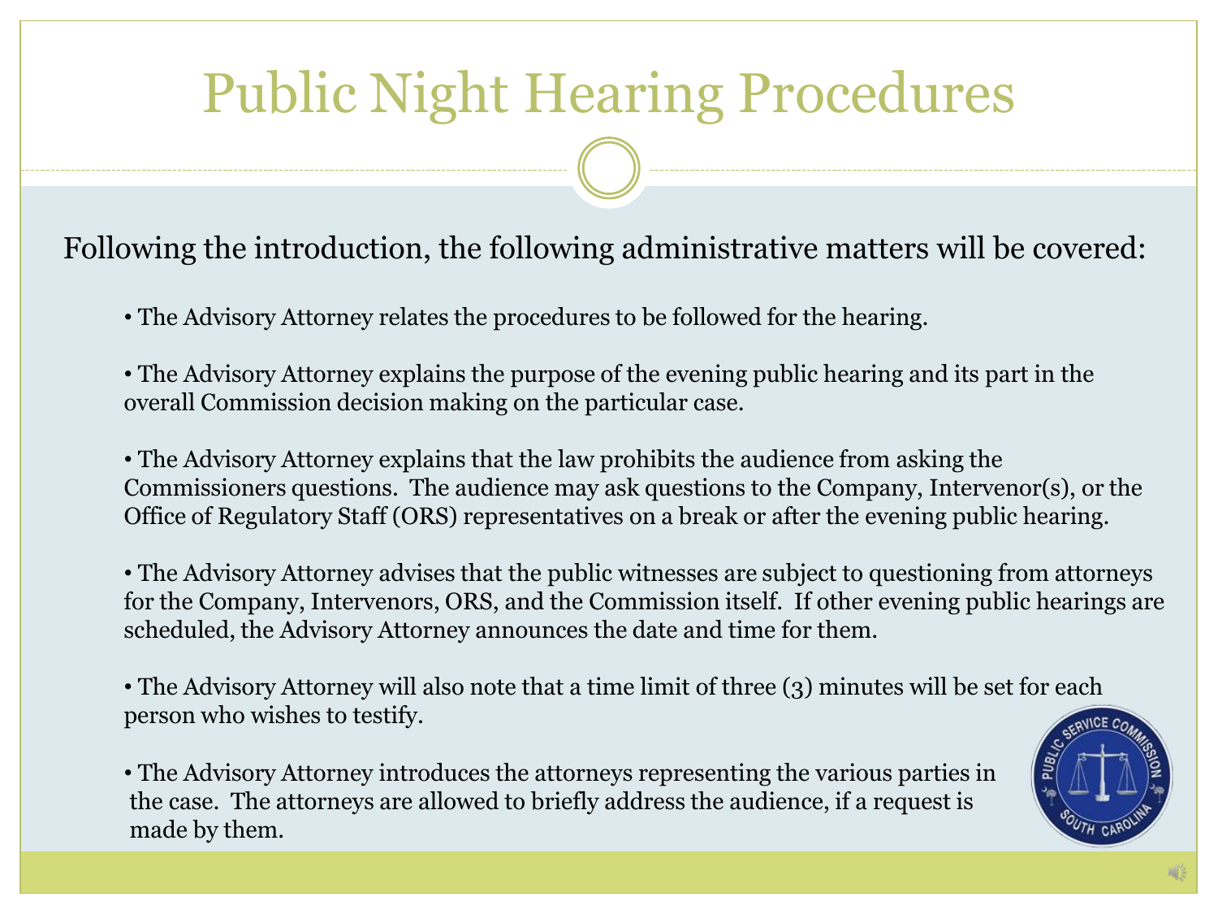# Public Night Hearing Procedures

Following the introduction, the following administrative matters will be covered:

- The Advisory Attorney relates the procedures to be followed for the hearing.
- The Advisory Attorney explains the purpose of the evening public hearing and its part in the overall Commission decision making on the particular case.
- The Advisory Attorney explains that the law prohibits the audience from asking the Commissioners questions. The audience may ask questions to the Company, Intervenor(s), or the Office of Regulatory Staff (ORS) representatives on a break or after the evening public hearing.
- The Advisory Attorney advises that the public witnesses are subject to questioning from attorneys for the Company, Intervenors, ORS, and the Commission itself. If other evening public hearings are scheduled, the Advisory Attorney announces the date and time for them.
- The Advisory Attorney will also note that a time limit of three (3) minutes will be set for each person who wishes to testify.
- The Advisory Attorney introduces the attorneys representing the various parties in the case. The attorneys are allowed to briefly address the audience, if a request is made by them.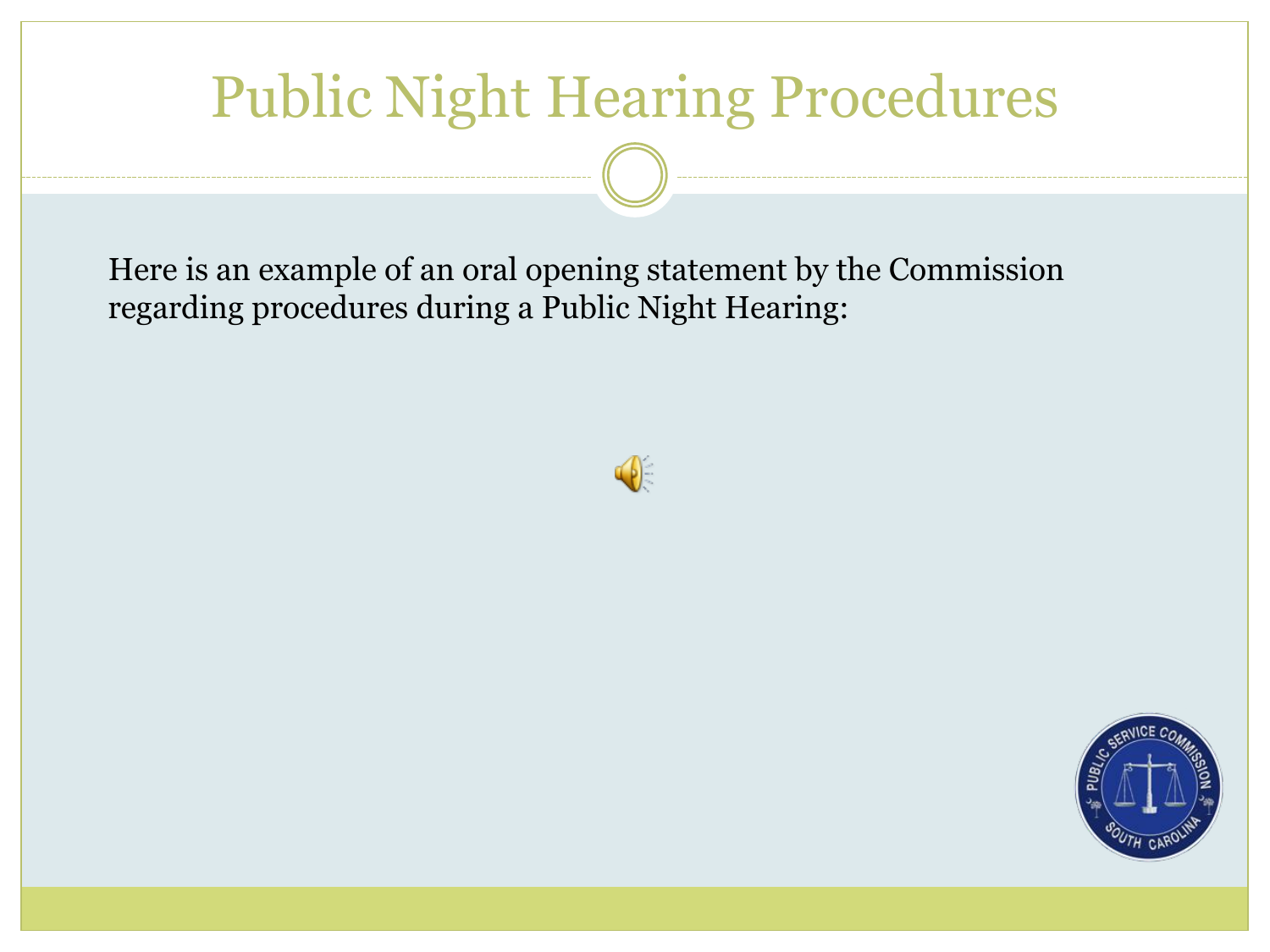# Public Night Hearing Procedures

Here is an example of an oral opening statement by the Commission regarding procedures during a Public Night Hearing: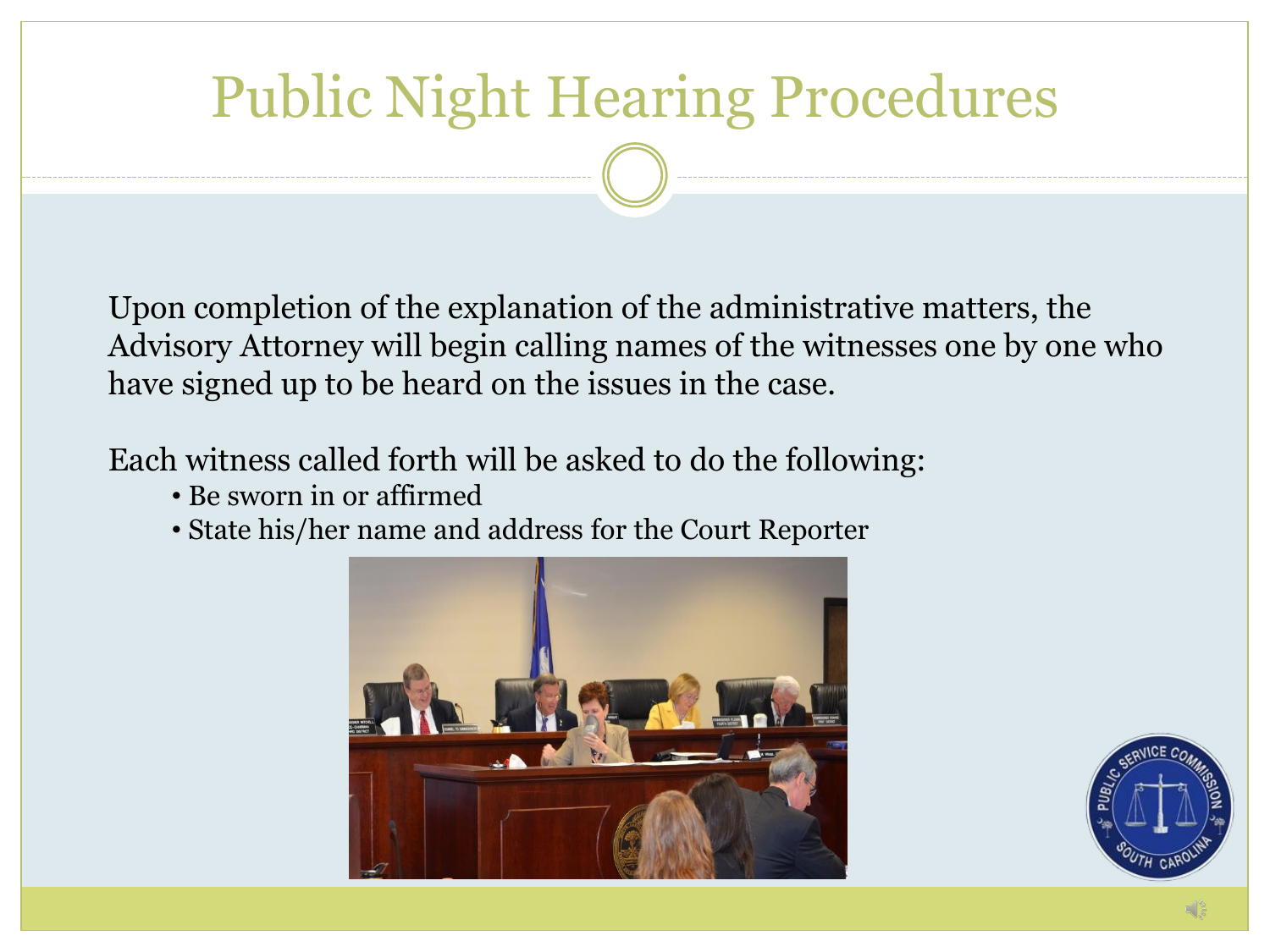# Public Night Hearing Procedures

Upon completion of the explanation of the administrative matters, the Advisory Attorney will begin calling names of the witnesses one by one who have signed up to be heard on the issues in the case.

Each witness called forth will be asked to do the following:

- Be sworn in or affirmed
- State his/her name and address for the Court Reporter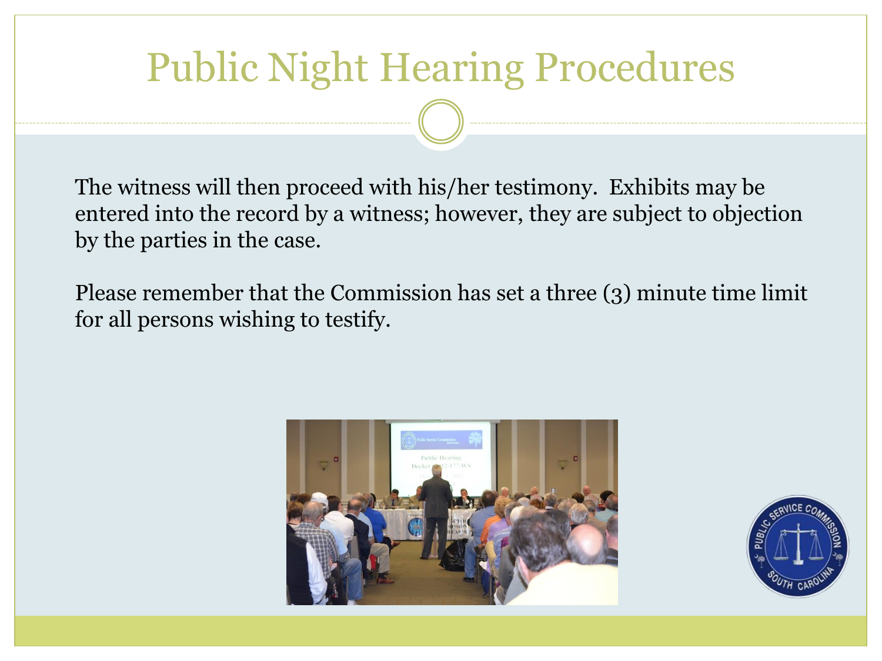# Public Night Hearing Procedures

The witness will then proceed with his/her testimony. Exhibits may be entered into the record by a witness; however, they are subject to objection by the parties in the case.

Please remember that the Commission has set a three (3) minute time limit for all persons wishing to testify.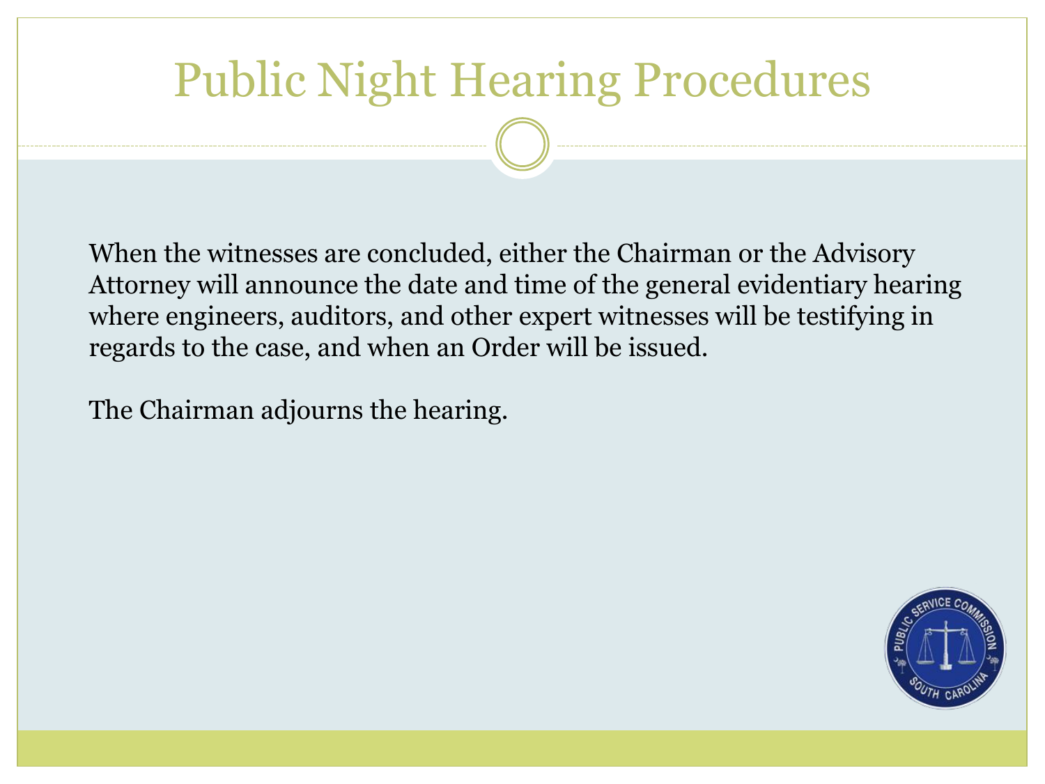# Public Night Hearing Procedures

When the witnesses are concluded, either the Chairman or the Advisory Attorney will announce the date and time of the general evidentiary hearing where engineers, auditors, and other expert witnesses will be testifying in regards to the case, and when an Order will be issued.

The Chairman adjourns the hearing.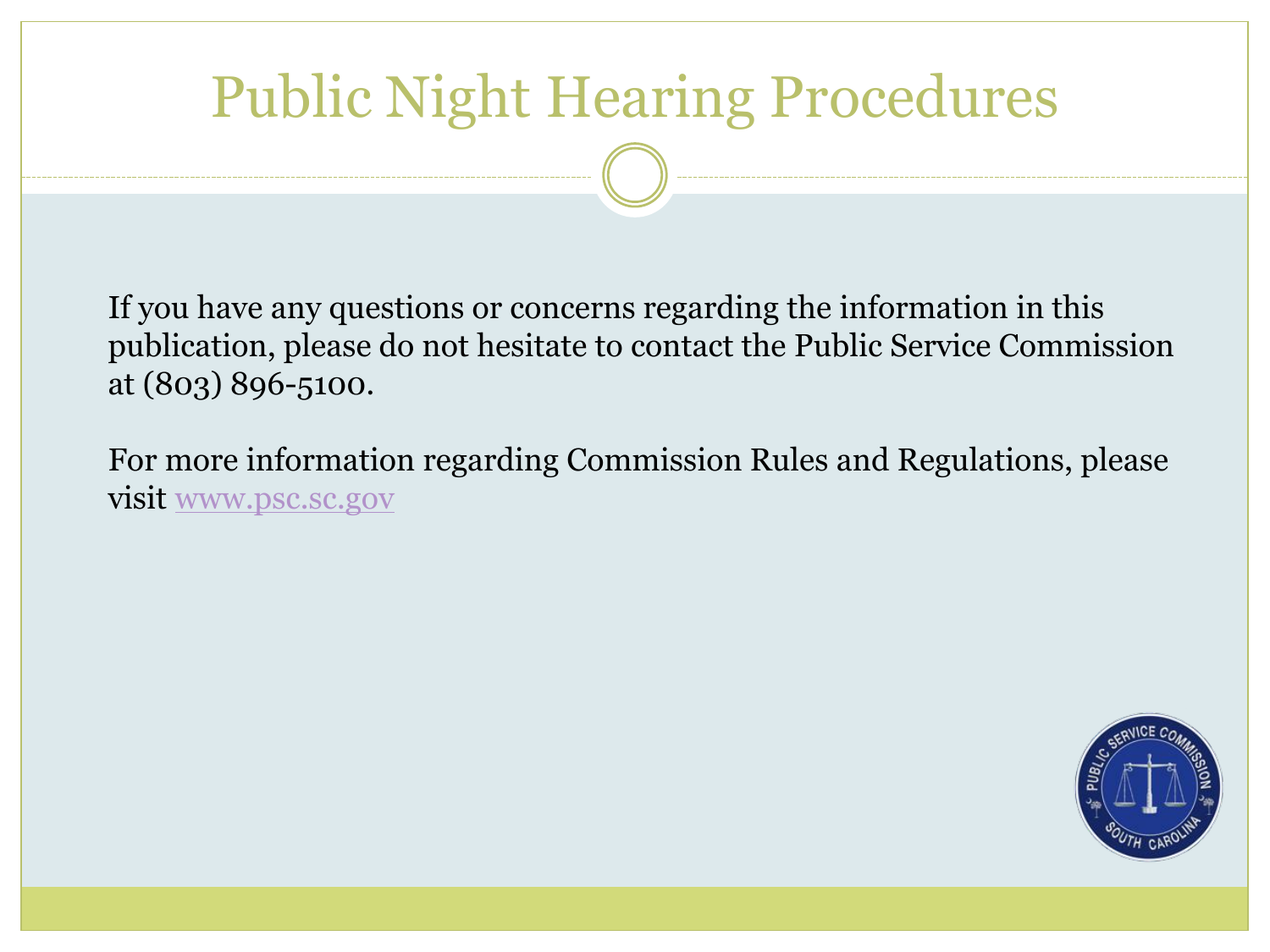# Public Night Hearing Procedures

If you have any questions or concerns regarding the information in this publication, please do not hesitate to contact the Public Service Commission at (803) 896-5100.

For more information regarding Commission Rules and Regulations, please visit www.psc.sc.gov